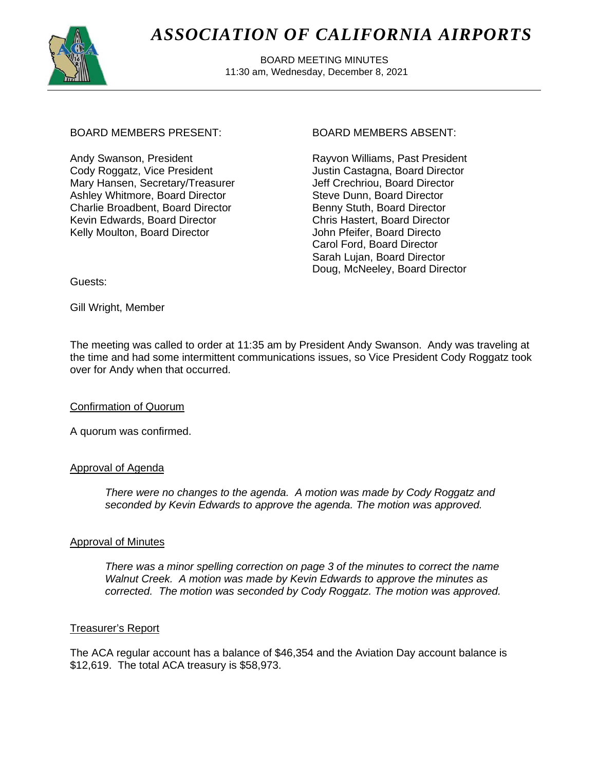# *ASSOCIATION OF CALIFORNIA AIRPORTS*

BOARD MEETING MINUTES
11:30 am, Wednesday, December 8, 2021

BOARD MEMBERS PRESENT:

Andy Swanson, President
Cody Roggatz, Vice President
Mary Hansen, Secretary/Treasurer
Ashley Whitmore, Board Director
Charlie Broadbent, Board Director
Kevin Edwards, Board Director
Kelly Moulton, Board Director

BOARD MEMBERS ABSENT:

Rayvon Williams, Past President
Justin Castagna, Board Director
Jeff Crechriou, Board Director
Steve Dunn, Board Director
Benny Stuth, Board Director
Chris Hastert, Board Director
John Pfeifer, Board Directo
Carol Ford, Board Director
Sarah Lujan, Board Director
Doug, McNeeley, Board Director

Guests:

Gill Wright, Member

The meeting was called to order at 11:35 am by President Andy Swanson. Andy was traveling at the time and had some intermittent communications issues, so Vice President Cody Roggatz took over for Andy when that occurred.

<u>Confirmation of Quorum</u>

A quorum was confirmed.

<u>Approval of Agenda</u>

> *There were no changes to the agenda. A motion was made by Cody Roggatz and seconded by Kevin Edwards to approve the agenda. The motion was approved.*

<u>Approval of Minutes</u>

> *There was a minor spelling correction on page 3 of the minutes to correct the name Walnut Creek. A motion was made by Kevin Edwards to approve the minutes as corrected. The motion was seconded by Cody Roggatz. The motion was approved.*

<u>Treasurer's Report</u>

The ACA regular account has a balance of $46,354 and the Aviation Day account balance is $12,619. The total ACA treasury is $58,973.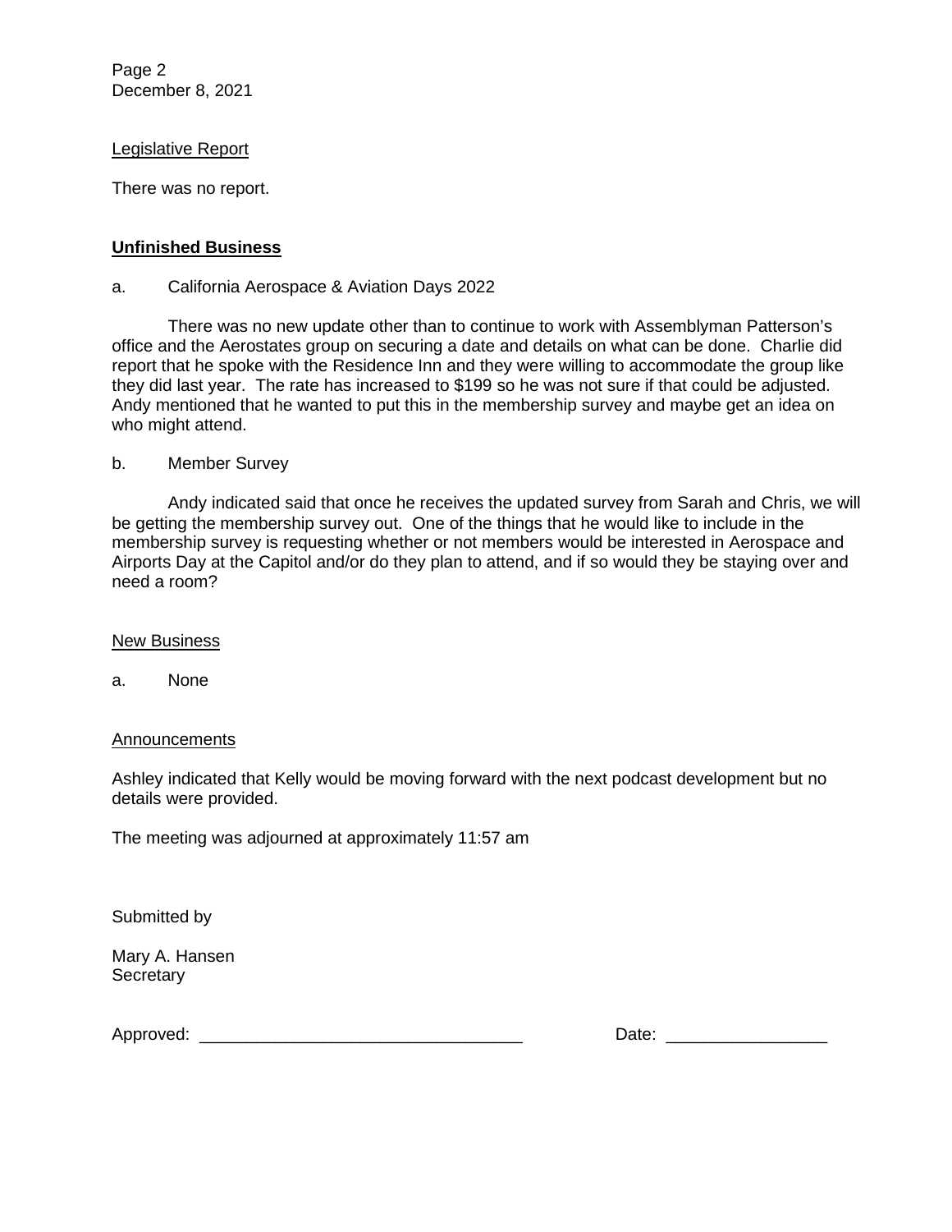## Legislative Report

There was no report.

## **Unfinished Business**

a. California Aerospace & Aviation Days 2022

There was no new update other than to continue to work with Assemblyman Patterson's office and the Aerostates group on securing a date and details on what can be done. Charlie did report that he spoke with the Residence Inn and they were willing to accommodate the group like they did last year. The rate has increased to $199 so he was not sure if that could be adjusted. Andy mentioned that he wanted to put this in the membership survey and maybe get an idea on who might attend.

b. Member Survey

Andy indicated said that once he receives the updated survey from Sarah and Chris, we will be getting the membership survey out. One of the things that he would like to include in the membership survey is requesting whether or not members would be interested in Aerospace and Airports Day at the Capitol and/or do they plan to attend, and if so would they be staying over and need a room?

## New Business

a. None

## Announcements

Ashley indicated that Kelly would be moving forward with the next podcast development but no details were provided.

The meeting was adjourned at approximately 11:57 am

Submitted by

Mary A. Hansen
Secretary

Approved: ______________________________ Date: ________________